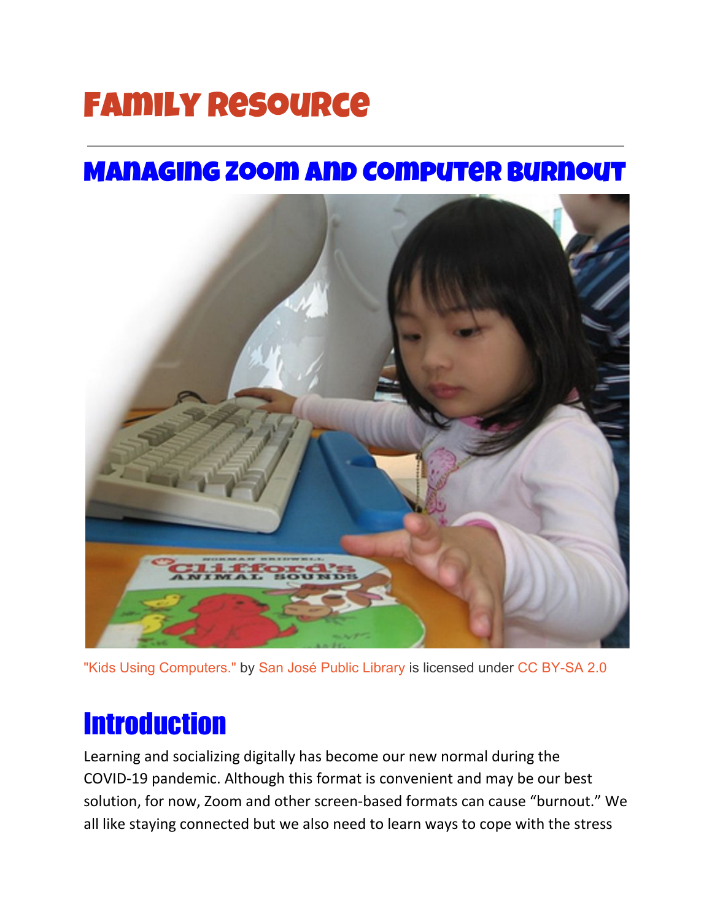# Family Resource

## Managing Zoom and Computer Burnout

"Kids Using Computers." by San José Public Library is licensed under CC BY-SA 2.0

## Introduction

Learning and socializing digitally has become our new normal during the COVID-19 pandemic. Although this format is convenient and may be our best solution, for now, Zoom and other screen-based formats can cause "burnout." We all like staying connected but we also need to learn ways to cope with the stress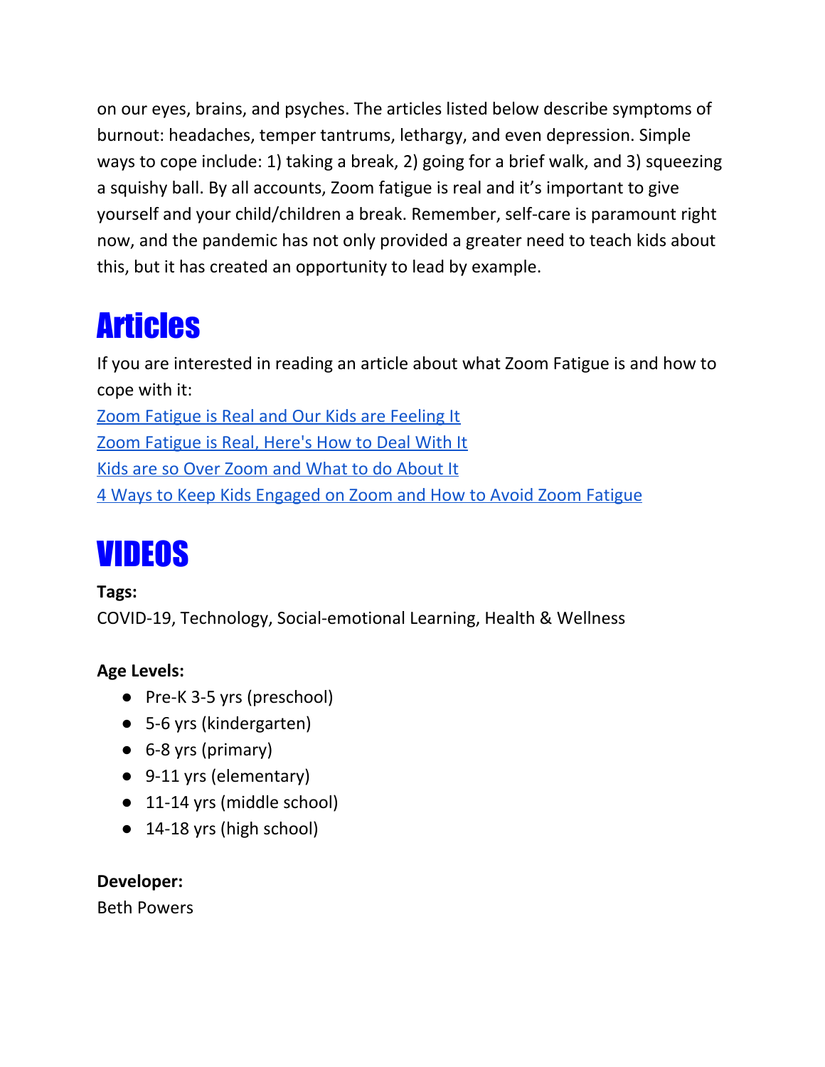on our eyes, brains, and psyches. The articles listed below describe symptoms of burnout: headaches, temper tantrums, lethargy, and even depression. Simple ways to cope include: 1) taking a break, 2) going for a brief walk, and 3) squeezing a squishy ball. By all accounts, Zoom fatigue is real and it's important to give yourself and your child/children a break. Remember, self-care is paramount right now, and the pandemic has not only provided a greater need to teach kids about this, but it has created an opportunity to lead by example.

# Articles

If you are interested in reading an article about what Zoom Fatigue is and how to cope with it:

Zoom Fatigue is Real and Our Kids are Feeling It

Zoom Fatigue is Real, Here's How to Deal With It

Kids are so Over Zoom and What to do About It

4 Ways to Keep Kids Engaged on Zoom and How to Avoid Zoom Fatigue

# VIDEOS

**Tags:**

COVID-19, Technology, Social-emotional Learning, Health & Wellness

**Age Levels:**

- Pre-K 3-5 yrs (preschool)
- 5-6 yrs (kindergarten)
- 6-8 yrs (primary)
- 9-11 yrs (elementary)
- 11-14 yrs (middle school)
- 14-18 yrs (high school)

**Developer:**

Beth Powers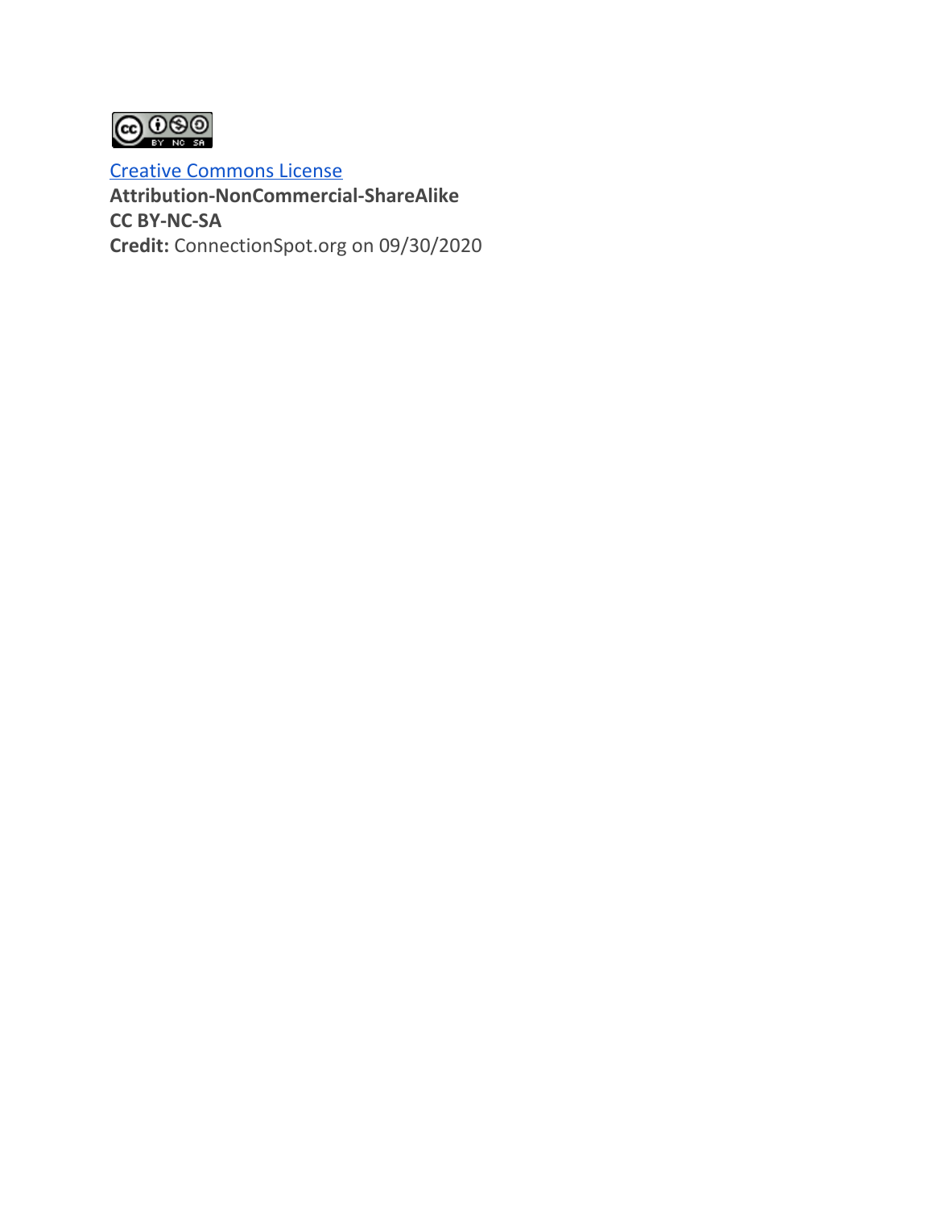[Creative Commons License](https://creativecommons.org/licenses/by-nc-sa/4.0/)

**Attribution-NonCommercial-ShareAlike**

**CC BY-NC-SA**

**Credit:** ConnectionSpot.org on 09/30/2020